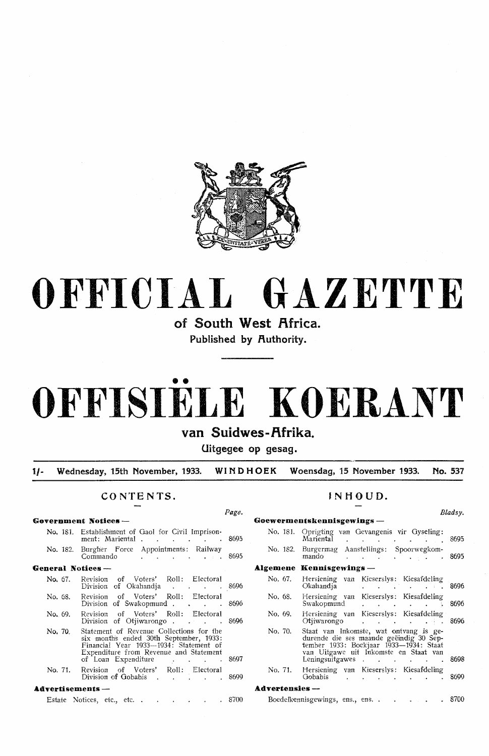# OFFICIAL GAZETTE

## of South West Africa.

Published by Authority.

# OFFISIËLE KOERANT

## van Suidwes-Afrika.

Uitgegee op gesag.

1/- Wednesday, 15th November, 1933. WINDHOEK Woensdag, 15 November 1933. No. 537

## CONTENTS.

| | | Page. |
|---|---|---|
| **Government Notices —** | | |
| No. 181. | Establishment of Gaol for Civil Imprisonment: Mariental | 8695 |
| No. 182. | Burgher Force Appointments: Railway Commando | 8695 |
| **General Notices —** | | |
| No. 67. | Revision of Voters' Roll: Electoral Division of Okahandja | 8696 |
| No. 68. | Revision of Voters' Roll: Electoral Division of Swakopmund | 8696 |
| No. 69. | Revision of Voters' Roll: Electoral Division of Otjiwarongo | 8696 |
| No. 70. | Statement of Revenue Collections for the six months ended 30th September, 1933: Financial Year 1933—1934: Statement of Expenditure from Revenue and Statement of Loan Expenditure | 8697 |
| No. 71. | Revision of Voters' Roll: Electoral Division of Gobabis | 8699 |
| **Advertisements —** | | |
| | Estate Notices, etc., etc. | 8700 |

## INHOUD.

| | | Bladsy. |
|---|---|---|
| **Goewermentskennisgewings —** | | |
| No. 181. | Oprigting van Gevangenis vir Gyseling: Mariental | 8695 |
| No. 182. | Burgermag Aanstellings: Spoorwegkommando | 8695 |
| **Algemene Kennisgewings —** | | |
| No. 67. | Hersiening van Kieserslys: Kiesafdeling Okahandja | 8696 |
| No. 68. | Hersiening van Kieserslys: Kiesafdeling Swakopmund | 8696 |
| No. 69. | Hersiening van Kieserslys: Kiesafdeling Otjiwarongo | 8696 |
| No. 70. | Staat van Inkomste, wat ontvang is gedurende die ses maande geëindig 30 September 1933: Boekjaar 1933—1934: Staat van Uitgawe uit Inkomste en Staat van Leningsuitgawes | 8698 |
| No. 71. | Hersiening van Kieserslys: Kiesafdeling Gobabis | 8699 |
| **Advertensies —** | | |
| | Boedelkennisgewings, ens., ens. | 8700 |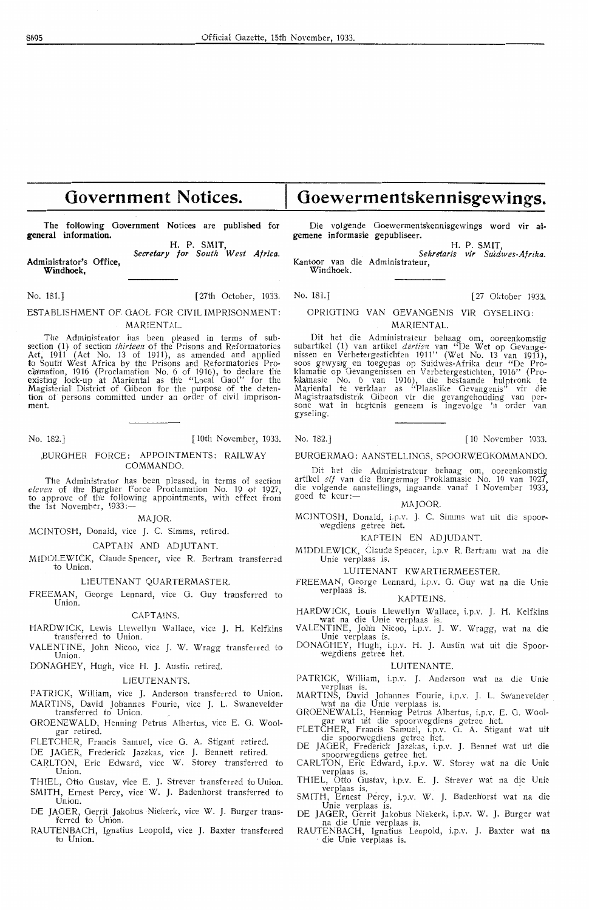# Government Notices.

The following Government Notices are published for general information.

H. P. SMIT,
*Secretary for South West Africa.*

Administrator's Office,
Windhoek,

No. 181.] [27th October, 1933.

ESTABLISHMENT OF GAOL FOR CIVIL IMPRISONMENT: MARIENTAL.

The Administrator has been pleased in terms of sub-section (1) of section *thirteen* of the Prisons and Reformatories Act, 1911 (Act No. 13 of 1911), as amended and applied to South West Africa by the Prisons and Reformatories Proclamation, 1916 (Proclamation No. 6 of 1916), to declare the existing lock-up at Mariental as the "Local Gaol" for the Magisterial District of Gibeon for the purpose of the detention of persons committed under an order of civil imprisonment.

No. 182.] [10th November, 1933.

BURGHER FORCE: APPOINTMENTS: RAILWAY COMMANDO.

The Administrator has been pleased, in terms of section *eleven* of the Burgher Force Proclamation No. 19 of 1927, to approve of the following appointments, with effect from the 1st November, 1933:—

MAJOR.

MCINTOSH, Donald, vice J. C. Simms, retired.

CAPTAIN AND ADJUTANT.

MIDDLEWICK, Claude Spencer, vice R. Bertram transferred to Union.

LIEUTENANT QUARTERMASTER.

FREEMAN, George Lennard, vice G. Guy transferred to Union.

CAPTAINS.

HARDWICK, Lewis Llewellyn Wallace, vice J. H. Kelfkins transferred to Union.

VALENTINE, John Nicoo, vice J. W. Wragg transferred to Union.

DONAGHEY, Hugh, vice H. J. Austin retired.

LIEUTENANTS.

PATRICK, William, vice J. Anderson transferred to Union.

MARTINS, David Johannes Fourie, vice J. L. Swanevelder transferred to Union.

GROENEWALD, Henning Petrus Albertus, vice E. G. Woolgar retired.

FLETCHER, Francis Samuel, vice G. A. Stigant retired.

DE JAGER, Frederick Jazekas, vice J. Bennett retired.

CARLTON, Eric Edward, vice W. Storey transferred to Union.

THIEL, Otto Gustav, vice E. J. Strever transferred to Union.

SMITH, Ernest Percy, vice W. J. Badenhorst transferred to Union.

DE JAGER, Gerrit Jakobus Niekerk, vice W. J. Burger transferred to Union.

RAUTENBACH, Ignatius Leopold, vice J. Baxter transferred to Union.

# Goewermentskennisgewings.

Die volgende Goewermentskennisgewings word vir algemene informasie gepubliseer.

H. P. SMIT,
*Sekretaris vir Suidwes-Afrika.*

Kantoor van die Administrateur,
Windhoek.

No. 181.] [27 Oktober 1933.

OPRIGTING VAN GEVANGENIS VIR GYSELING: MARIENTAL.

Dit het die Administrateur behaag om, ooreenkomstig subartikel (1) van artikel *dertien* van "De Wet op Gevangenissen en Verbetergestichten 1911" (Wet No. 13 van 1911), soos gewysig en toegepas op Suidwes-Afrika deur "De Proklamatie op Gevangenissen en Verbetergestichten, 1916" (Proklamasie No. 6 van 1916), die bestaande hulptronk te Mariental te verklaar as "Plaaslike Gevangenis" vir die Magistraatsdistrik Gibeon vir die gevangehouding van persone wat in hegtenis geneem is ingevolge 'n order van gyseling.

No. 182.] [10 November 1933.

BURGERMAG: AANSTELLINGS, SPOORWEGKOMMANDO.

Dit het die Administrateur behaag om, ooreenkomstig artikel *elf* van die Burgermag Proklamasie No. 19 van 1927, die volgende aanstellings, ingaande vanaf 1 November 1933, goed te keur:—

MAJOOR.

MCINTOSH, Donald, i.p.v. J. C. Simms wat uit die spoorwegdiens getree het.

KAPTEIN EN ADJUDANT.

MIDDLEWICK, Claude Spencer, i.p.v R. Bertram wat na die Unie verplaas is.

LUITENANT KWARTIERMEESTER.

FREEMAN, George Lennard, i.p.v. G. Guy wat na die Unie verplaas is.

KAPTEINS.

HARDWICK, Louis Llewellyn Wallace, i.p.v. J. H. Kelfkins wat na die Unie verplaas is.

VALENTINE, John Nicoo, i.p.v. J. W. Wragg, wat na die Unie verplaas is.

DONAGHEY, Hugh, i.p.v. H. J. Austin wat uit die Spoorwegdiens getree het.

LUITENANTE.

PATRICK, William, i.p.v. J. Anderson wat na die Unie verplaas is.

MARTINS, David Johannes Fourie, i.p.v. J. L. Swanevelder wat na die Unie verplaas is.

GROENEWALD, Henning Petrus Albertus, i.p.v. E. G. Woolgar wat uit die spoorwegdiens getree het.

FLETCHER, Francis Samuel, i.p.v. G. A. Stigant wat uit die spoorwegdiens getree het.

DE JAGER, Frederick Jazekas, i.p.v. J. Bennet wat uit die spoorwegdiens getree het.

CARLTON, Eric Edward, i.p.v. W. Storey wat na die Unie verplaas is.

THIEL, Otto Gustav, i.p.v. E. J. Strever wat na die Unie verplaas is.

SMITH, Ernest Percy, i.p.v. W. J. Badenhorst wat na die Unie verplaas is.

DE JAGER, Gerrit Jakobus Niekerk, i.p.v. W. J. Burger wat na die Unie verplaas is.

RAUTENBACH, Ignatius Leopold, i.p.v. J. Baxter wat na die Unie verplaas is.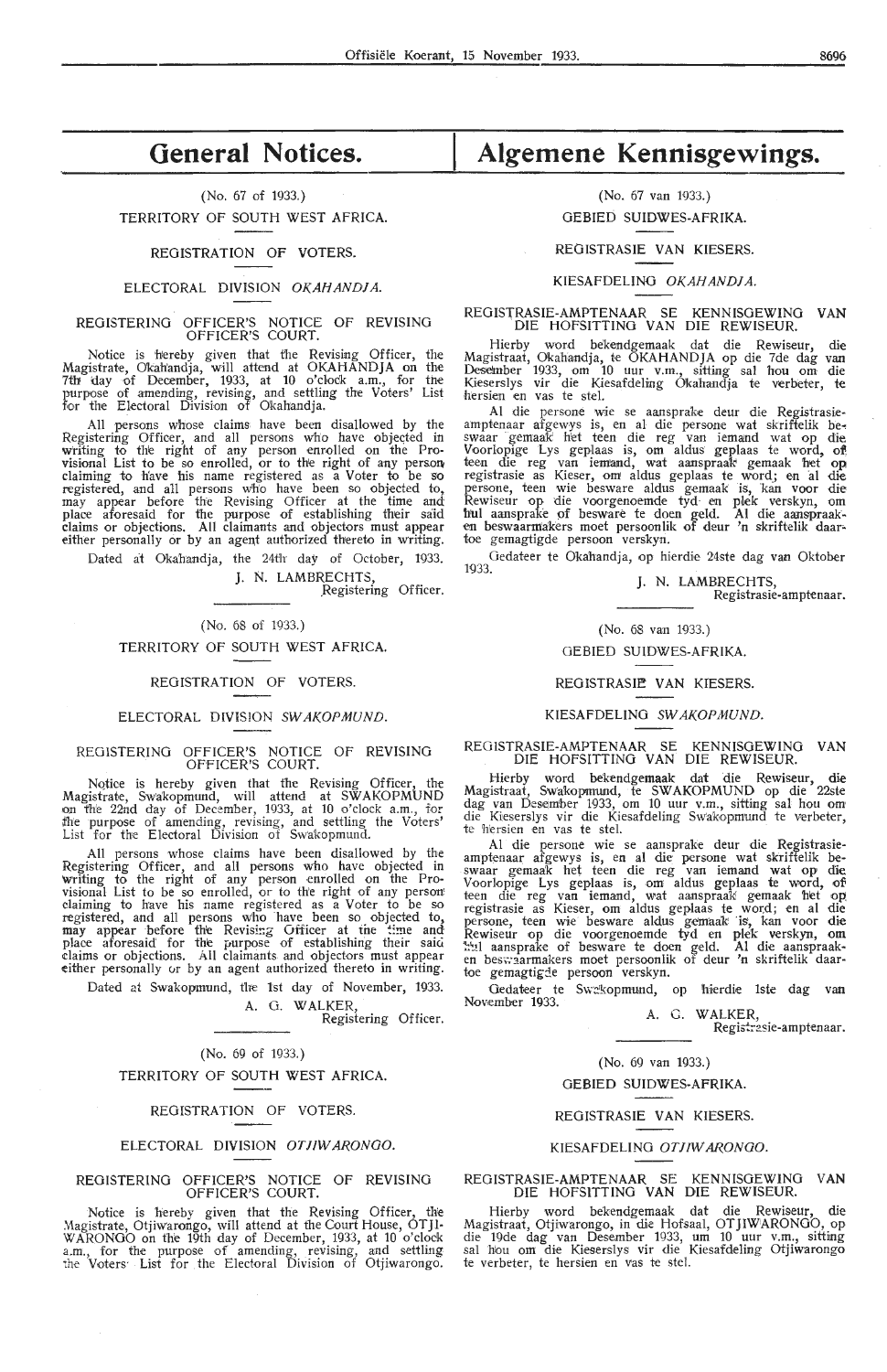# General Notices.

(No. 67 of 1933.)

TERRITORY OF SOUTH WEST AFRICA.

REGISTRATION OF VOTERS.

ELECTORAL DIVISION *OKAHANDJA.*

REGISTERING OFFICER'S NOTICE OF REVISING OFFICER'S COURT.

Notice is hereby given that the Revising Officer, the Magistrate, Okahandja, will attend at OKAHANDJA on the 7th day of December, 1933, at 10 o'clock a.m., for the purpose of amending, revising, and settling the Voters' List for the Electoral Division of Okahandja.

All persons whose claims have been disallowed by the Registering Officer, and all persons who have objected in writing to the right of any person enrolled on the Provisional List to be so enrolled, or to the right of any person claiming to have his name registered as a Voter to be so registered, and all persons who have been so objected to, may appear before the Revising Officer at the time and place aforesaid for the purpose of establishing their said claims or objections. All claimants and objectors must appear either personally or by an agent authorized thereto in writing.

Dated at Okahandja, the 24th day of October, 1933.

J. N. LAMBRECHTS,
Registering Officer.

---

(No. 68 of 1933.)

TERRITORY OF SOUTH WEST AFRICA.

REGISTRATION OF VOTERS.

ELECTORAL DIVISION *SWAKOPMUND.*

REGISTERING OFFICER'S NOTICE OF REVISING OFFICER'S COURT.

Notice is hereby given that the Revising Officer, the Magistrate, Swakopmund, will attend at SWAKOPMUND on the 22nd day of December, 1933, at 10 o'clock a.m., for the purpose of amending, revising, and settling the Voters' List for the Electoral Division of Swakopmund.

All persons whose claims have been disallowed by the Registering Officer, and all persons who have objected in writing to the right of any person enrolled on the Provisional List to be so enrolled, or to the right of any person claiming to have his name registered as a Voter to be so registered, and all persons who have been so objected to, may appear before the Revising Officer at the time and place aforesaid for the purpose of establishing their said claims or objections. All claimants and objectors must appear either personally or by an agent authorized thereto in writing.

Dated at Swakopmund, the 1st day of November, 1933.

A. G. WALKER,
Registering Officer.

---

(No. 69 of 1933.)

TERRITORY OF SOUTH WEST AFRICA.

REGISTRATION OF VOTERS.

ELECTORAL DIVISION *OTJIWARONGO.*

REGISTERING OFFICER'S NOTICE OF REVISING OFFICER'S COURT.

Notice is hereby given that the Revising Officer, the Magistrate, Otjiwarongo, will attend at the Court House, OTJIWARONGO on the 19th day of December, 1933, at 10 o'clock a.m., for the purpose of amending, revising, and settling the Voters' List for the Electoral Division of Otjiwarongo.

# Algemene Kennisgewings.

(No. 67 van 1933.)

GEBIED SUIDWES-AFRIKA.

REGISTRASIE VAN KIESERS.

KIESAFDELING *OKAHANDJA.*

REGISTRASIE-AMPTENAAR SE KENNISGEWING VAN DIE HOFSITTING VAN DIE REWISEUR.

Hierby word bekendgemaak dat die Rewiseur, die Magistraat, Okahandja, te OKAHANDJA op die 7de dag van Desember 1933, om 10 uur v.m., sitting sal hou om die Kieserslys vir die Kiesafdeling Okahandja te verbeter, te hersien en vas te stel.

Al die persone wie se aansprake deur die Registrasie-amptenaar afgewys is, en al die persone wat skriftelik beswaar gemaak het teen die reg van iemand wat op die Voorlopige Lys geplaas is, om aldus geplaas te word, of teen die reg van iemand, wat aanspraak gemaak het op registrasie as Kieser, om aldus geplaas te word; en al die persone, teen wie besware aldus gemaak is, kan voor die Rewiseur op die voorgenoemde tyd en plek verskyn, om hul aansprake of besware te doen geld. Al die aanspraak-en beswaarmakers moet persoonlik of deur 'n skriftelik daartoe gemagtigde persoon verskyn.

Gedateer te Okahandja, op hierdie 24ste dag van Oktober 1933.

J. N. LAMBRECHTS,
Registrasie-amptenaar.

---

(No. 68 van 1933.)

GEBIED SUIDWES-AFRIKA.

REGISTRASIE VAN KIESERS.

KIESAFDELING *SWAKOPMUND.*

REGISTRASIE-AMPTENAAR SE KENNISGEWING VAN DIE HOFSITTING VAN DIE REWISEUR.

Hierby word bekendgemaak dat die Rewiseur, die Magistraat, Swakopmund, te SWAKOPMUND op die 22ste dag van Desember 1933, om 10 uur v.m., sitting sal hou om die Kieserslys vir die Kiesafdeling Swakopmund te verbeter, te hersien en vas te stel.

Al die persone wie se aansprake deur die Registrasie-amptenaar afgewys is, en al die persone wat skriftelik beswaar gemaak het teen die reg van iemand wat op die Voorlopige Lys geplaas is, om aldus geplaas te word, of teen die reg van iemand, wat aanspraak gemaak het op registrasie as Kieser, om aldus geplaas te word; en al die persone, teen wie besware aldus gemaak is, kan voor die Rewiseur op die voorgenoemde tyd en plek verskyn, om hul aansprake of besware te doen geld. Al die aanspraak-en beswaarmakers moet persoonlik of deur 'n skriftelik daartoe gemagtigde persoon verskyn.

Gedateer te Swakopmund, op hierdie 1ste dag van November 1933.

A. G. WALKER,
Registrasie-amptenaar.

---

(No. 69 van 1933.)

GEBIED SUIDWES-AFRIKA.

REGISTRASIE VAN KIESERS.

KIESAFDELING *OTJIWARONGO.*

REGISTRASIE-AMPTENAAR SE KENNISGEWING VAN DIE HOFSITTING VAN DIE REWISEUR.

Hierby word bekendgemaak dat die Rewiseur, die Magistraat, Otjiwarongo, in die Hofsaal, OTJIWARONGO, op die 19de dag van Desember 1933, om 10 uur v.m., sitting sal hou om die Kieserslys vir die Kiesafdeling Otjiwarongo te verbeter, te hersien en vas te stel.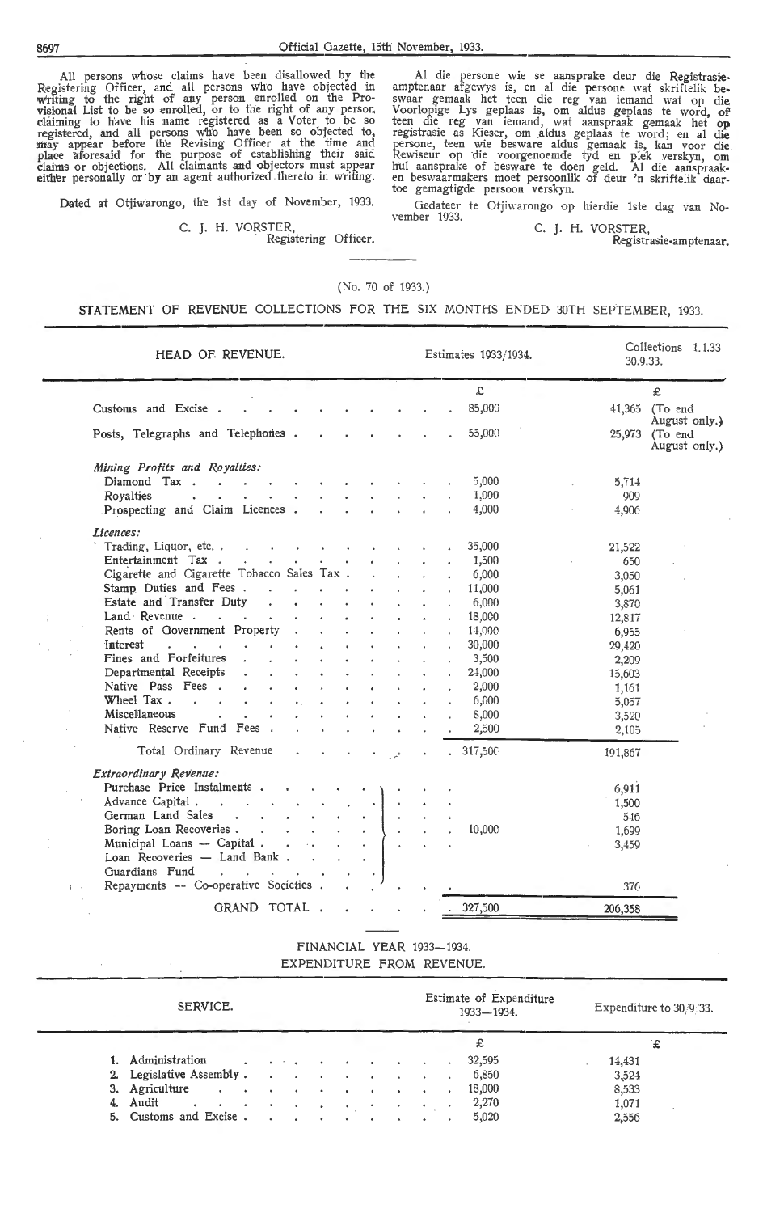All persons whose claims have been disallowed by the Registering Officer, and all persons who have objected in writing to the right of any person enrolled on the Provisional List to be so enrolled, or to the right of any person claiming to have his name registered as a Voter to be so registered, and all persons who have been so objected to, may appear before the Revising Officer at the time and place aforesaid for the purpose of establishing their said claims or objections. All claimants and objectors must appear either personally or by an agent authorized thereto in writing.

Dated at Otjiwarongo, the 1st day of November, 1933.

C. J. H. VORSTER,
Registering Officer.

Al die persone wie se aansprake deur die Registrasie-amptenaar afgewys is, en al die persone wat skriftelik beswaar gemaak het teen die reg van iemand wat op die Voorlopige Lys geplaas is, om aldus geplaas te word, of teen die reg van iemand, wat aanspraak gemaak het op registrasie as Kieser, om aldus geplaas te word; en al die persone, teen wie besware aldus gemaak is, kan voor die Rewiseur op die voorgenoemde tyd en plek verskyn, om hul aansprake of besware te doen geld. Al die aanspraak- en beswaarmakers moet persoonlik of deur 'n skriftelik daartoe gemagtigde persoon verskyn.

Gedateer te Otjiwarongo op hierdie 1ste dag van November 1933.

C. J. H. VORSTER,
Registrasie-amptenaar.

(No. 70 of 1933.)

## STATEMENT OF REVENUE COLLECTIONS FOR THE SIX MONTHS ENDED 30TH SEPTEMBER, 1933.

| HEAD OF REVENUE. | Estimates 1933/1934. | Collections 1.4.33 30.9.33. |
|---|---|---|
| | £ | £ |
| Customs and Excise | 85,000 | 41,365 (To end August only.) |
| Posts, Telegraphs and Telephones | 55,000 | 25,973 (To end August only.) |
| *Mining Profits and Royalties:* | | |
| Diamond Tax | 5,000 | 5,714 |
| Royalties | 1,000 | 909 |
| Prospecting and Claim Licences | 4,000 | 4,906 |
| *Licences:* | | |
| Trading, Liquor, etc. | 35,000 | 21,522 |
| Entertainment Tax | 1,500 | 650 |
| Cigarette and Cigarette Tobacco Sales Tax | 6,000 | 3,050 |
| Stamp Duties and Fees | 11,000 | 5,061 |
| Estate and Transfer Duty | 6,000 | 3,870 |
| Land Revenue | 18,000 | 12,817 |
| Rents of Government Property | 14,000 | 6,955 |
| Interest | 30,000 | 29,420 |
| Fines and Forfeitures | 3,500 | 2,209 |
| Departmental Receipts | 24,000 | 15,603 |
| Native Pass Fees | 2,000 | 1,161 |
| Wheel Tax | 6,000 | 5,057 |
| Miscellaneous | 8,000 | 3,520 |
| Native Reserve Fund Fees | 2,500 | 2,105 |
| Total Ordinary Revenue | 317,500 | 191,867 |
| *Extraordinary Revenue:* | | |
| Purchase Price Instalments | } 10,000 | 6,911 |
| Advance Capital | | 1,500 |
| German Land Sales | | 546 |
| Boring Loan Recoveries | | 1,699 |
| Municipal Loans — Capital | | 3,459 |
| Loan Recoveries — Land Bank | | |
| Guardians Fund | | |
| Repayments — Co-operative Societies | | 376 |
| GRAND TOTAL | 327,500 | 206,358 |

## FINANCIAL YEAR 1933—1934.
## EXPENDITURE FROM REVENUE.

| SERVICE. | Estimate of Expenditure 1933—1934. | Expenditure to 30/9/33. |
|---|---|---|
| | £ | £ |
| 1. Administration | 32,595 | 14,431 |
| 2. Legislative Assembly | 6,850 | 3,524 |
| 3. Agriculture | 18,000 | 8,533 |
| 4. Audit | 2,270 | 1,071 |
| 5. Customs and Excise | 5,020 | 2,556 |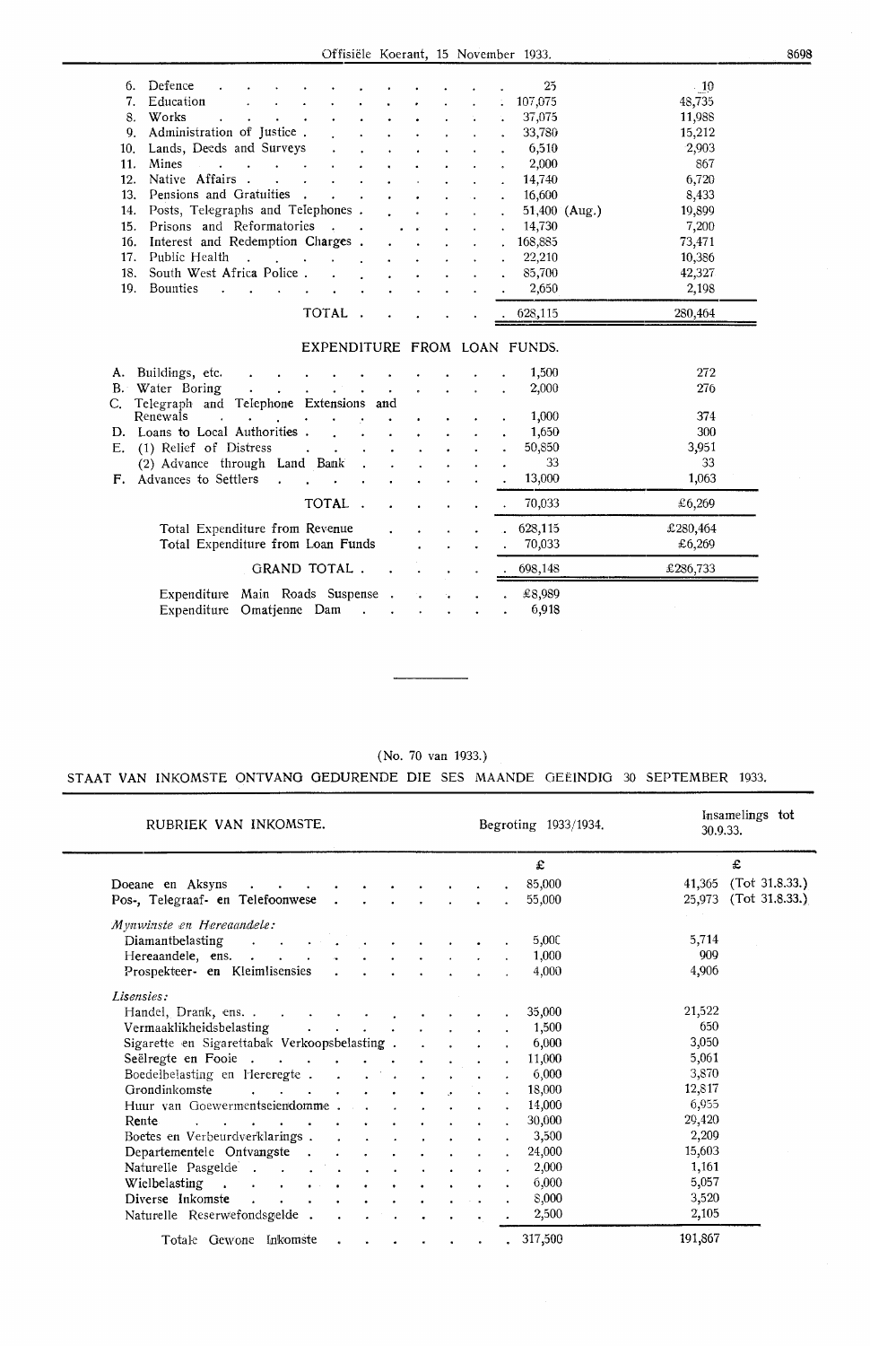| | | |
|---|---|---|
| 6. Defence | 25 | 10 |
| 7. Education | 107,075 | 48,735 |
| 8. Works | 37,075 | 11,988 |
| 9. Administration of Justice | 33,780 | 15,212 |
| 10. Lands, Deeds and Surveys | 6,510 | 2,903 |
| 11. Mines | 2,000 | 867 |
| 12. Native Affairs | 14,740 | 6,720 |
| 13. Pensions and Gratuities | 16,600 | 8,433 |
| 14. Posts, Telegraphs and Telephones | 51,400 (Aug.) | 19,899 |
| 15. Prisons and Reformatories | 14,730 | 7,200 |
| 16. Interest and Redemption Charges | 168,885 | 73,471 |
| 17. Public Health | 22,210 | 10,386 |
| 18. South West Africa Police | 85,700 | 42,327 |
| 19. Bounties | 2,650 | 2,198 |
| TOTAL | 628,115 | 280,464 |

EXPENDITURE FROM LOAN FUNDS.

| | | |
|---|---|---|
| A. Buildings, etc. | 1,500 | 272 |
| B. Water Boring | 2,000 | 276 |
| C. Telegraph and Telephone Extensions and Renewals | 1,000 | 374 |
| D. Loans to Local Authorities | 1,650 | 300 |
| E. (1) Relief of Distress | 50,850 | 3,951 |
| (2) Advance through Land Bank | 33 | 33 |
| F. Advances to Settlers | 13,000 | 1,063 |
| TOTAL | 70,033 | £6,269 |
| Total Expenditure from Revenue | 628,115 | £280,464 |
| Total Expenditure from Loan Funds | 70,033 | £6,269 |
| GRAND TOTAL | 698,148 | £286,733 |
| Expenditure Main Roads Suspense | £8,989 | |
| Expenditure Omatjenne Dam | 6,918 | |

---

(No. 70 van 1933.)

STAAT VAN INKOMSTE ONTVANG GEDURENDE DIE SES MAANDE GEËINDIG 30 SEPTEMBER 1933.

| RUBRIEK VAN INKOMSTE. | Begroting 1933/1934. | Insamelings tot 30.9.33. |
|---|---|---|
| | £ | £ |
| Doeane en Aksyns | 85,000 | 41,365 (Tot 31.8.33.) |
| Pos-, Telegraaf- en Telefoonwese | 55,000 | 25,973 (Tot 31.8.33.) |
| *Mynwinste en Hereaandele:* | | |
| Diamantbelasting | 5,000 | 5,714 |
| Hereaandele, ens. | 1,000 | 909 |
| Prospekteer- en Kleimlisensies | 4,000 | 4,906 |
| *Lisensies:* | | |
| Handel, Drank, ens. | 35,000 | 21,522 |
| Vermaaklikheidsbelasting | 1,500 | 650 |
| Sigarette en Sigarettabak Verkoopsbelasting | 6,000 | 3,050 |
| Seëlregte en Fooie | 11,000 | 5,061 |
| Boedelbelasting en Hereregte | 6,000 | 3,870 |
| Grondinkomste | 18,000 | 12,817 |
| Huur van Goewermentseiendomme | 14,000 | 6,955 |
| Rente | 30,000 | 29,420 |
| Boetes en Verbeurdverklarings | 3,500 | 2,209 |
| Departementele Ontvangste | 24,000 | 15,603 |
| Naturelle Pasgelde | 2,000 | 1,161 |
| Wielbelasting | 6,000 | 5,057 |
| Diverse Inkomste | 8,000 | 3,520 |
| Naturelle Reserwefondsgelde | 2,500 | 2,105 |
| Totale Gewone Inkomste | 317,500 | 191,867 |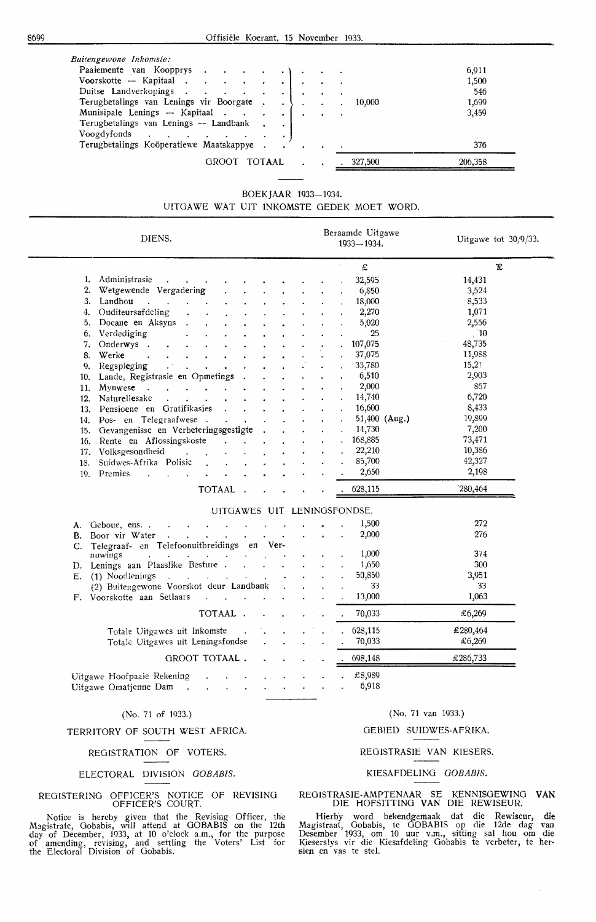| *Buitengewone Inkomste:* | | |
|---|---|---|
| Paaiemente van Koopprys | 10,000 | 6,911 |
| Voorskotte — Kapitaal | | 1,500 |
| Duitse Landverkopings | | 546 |
| Terugbetalings van Lenings vir Boorgate | | 1,699 |
| Munisipale Lenings — Kapitaal | | 3,459 |
| Terugbetalings van Lenings — Landbank | | |
| Voogdyfonds | | |
| Terugbetalings Koöperatiewe Maatskappye | | 376 |
| GROOT TOTAAL | 327,500 | 206,358 |

BOEKJAAR 1933—1934.

UITGAWE WAT UIT INKOMSTE GEDEK MOET WORD.

| DIENS. | Beraamde Uitgawe 1933—1934. | Uitgawe tot 30/9/33. |
|---|---|---|
| | £ | £ |
| 1. Administrasie | 32,595 | 14,431 |
| 2. Wetgewende Vergadering | 6,850 | 3,524 |
| 3. Landbou | 18,000 | 8,533 |
| 4. Ouditeursafdeling | 2,270 | 1,071 |
| 5. Doeane en Aksyns | 5,020 | 2,556 |
| 6. Verdediging | 25 | 10 |
| 7. Onderwys | 107,075 | 48,735 |
| 8. Werke | 37,075 | 11,988 |
| 9. Regspleging | 33,780 | 15,21 |
| 10. Lande, Registrasie en Opmetings | 6,510 | 2,903 |
| 11. Mynwese | 2,000 | 867 |
| 12. Naturellesake | 14,740 | 6,720 |
| 13. Pensioene en Gratifikasies | 16,600 | 8,433 |
| 14. Pos- en Telegraafwese | 51,400 (Aug.) | 19,899 |
| 15. Gevangenisse en Verbeteringsgestigte | 14,730 | 7,200 |
| 16. Rente en Aflossingskoste | 168,885 | 73,471 |
| 17. Volksgesondheid | 22,210 | 10,386 |
| 18. Suidwes-Afrika Polisie | 85,700 | 42,327 |
| 19. Premies | 2,650 | 2,198 |
| TOTAAL | 628,115 | 280,464 |

UITGAWES UIT LENINGSFONDSE.

| | | |
|---|---|---|
| A. Geboue, ens. | 1,500 | 272 |
| B. Boor vir Water | 2,000 | 276 |
| C. Telegraaf- en Telefoonuitbreidings en Vernuwings | 1,000 | 374 |
| D. Lenings aan Plaaslike Besture | 1,650 | 300 |
| E. (1) Noodlenings | 50,850 | 3,951 |
| (2) Buitengewone Voorskot deur Landbank | 33 | 33 |
| F. Voorskotte aan Setlaars | 13,000 | 1,063 |
| TOTAAL | 70,033 | £6,269 |
| Totale Uitgawes uit Inkomste | 628,115 | £280,464 |
| Totale Uitgawes uit Leningsfondse | 70,033 | £6,269 |
| GROOT TOTAAL | 698,148 | £286,733 |
| Uitgawe Hoofpaaie Rekening | £8,989 | |
| Uitgawe Omatjenne Dam | 6,918 | |

(No. 71 of 1933.)

TERRITORY OF SOUTH WEST AFRICA.

REGISTRATION OF VOTERS.

ELECTORAL DIVISION *GOBABIS*.

REGISTERING OFFICER'S NOTICE OF REVISING OFFICER'S COURT.

Notice is hereby given that the Revising Officer, the Magistrate, Gobabis, will attend at GOBABIS on the 12th day of December, 1933, at 10 o'clock a.m., for the purpose of amending, revising, and settling the Voters' List for the Electoral Division of Gobabis.

(No. 71 van 1933.)

GEBIED SUIDWES-AFRIKA.

REGISTRASIE VAN KIESERS.

KIESAFDELING *GOBABIS*.

REGISTRASIE-AMPTENAAR SE KENNISGEWING VAN DIE HOFSITTING VAN DIE REWISEUR.

Hierby word bekendgemaak dat die Rewiseur, die Magistraat, Gobabis, te GOBABIS op die 12de dag van Desember 1933, om 10 uur v.m., sitting sal hou om die Kieserslys vir die Kiesafdeling Gobabis te verbeter, te hersien en vas te stel.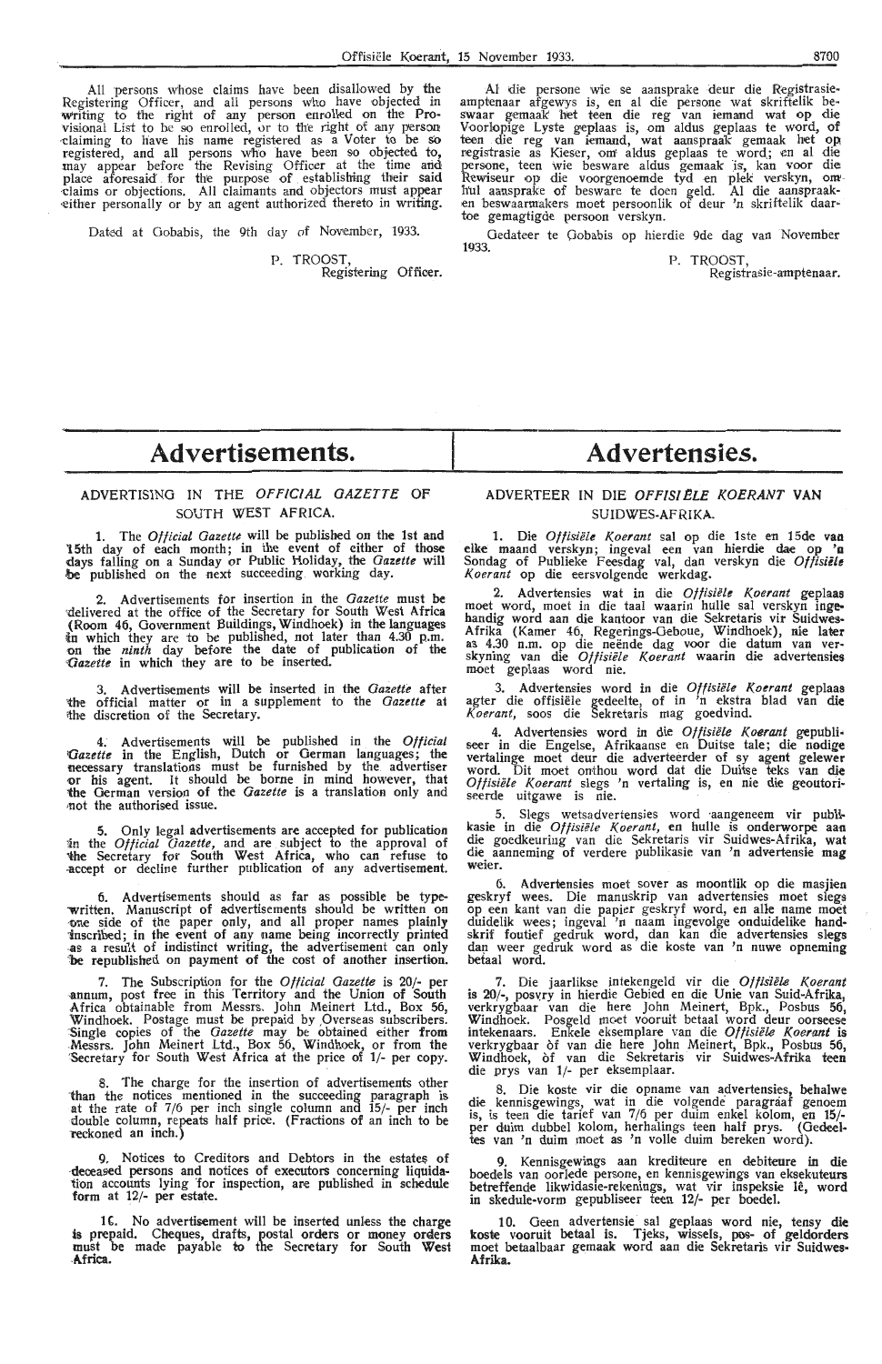All persons whose claims have been disallowed by the Registering Officer, and all persons who have objected in writing to the right of any person enrolled on the Provisional List to be so enrolled, or to the right of any person claiming to have his name registered as a Voter to be so registered, and all persons who have been so objected to, may appear before the Revising Officer at the time and place aforesaid for the purpose of establishing their said claims or objections. All claimants and objectors must appear either personally or by an agent authorized thereto in writing.

Dated at Gobabis, the 9th day of November, 1933.

P. TROOST,
Registering Officer.

Al die persone wie se aansprake deur die Registrasie-amptenaar afgewys is, en al die persone wat skriftelik beswaar gemaak het teen die reg van iemand wat op die Voorlopige Lyste geplaas is, om aldus geplaas te word, of teen die reg van iemand, wat aanspraak gemaak het op registrasie as Kieser, om aldus geplaas te word; en al die persone, teen wie besware aldus gemaak is, kan voor die Rewiseur op die voorgenoemde tyd en plek verskyn, om hul aansprake of besware te doen geld. Al die aanspraak- en beswaarmakers moet persoonlik of deur 'n skriftelik daartoe gemagtigde persoon verskyn.

Gedateer te Gobabis op hierdie 9de dag van November 1933.

P. TROOST,
Registrasie-amptenaar.

# Advertisements.

## ADVERTISING IN THE *OFFICIAL GAZETTE* OF SOUTH WEST AFRICA.

1. The *Official Gazette* will be published on the 1st and 15th day of each month; in the event of either of those days falling on a Sunday or Public Holiday, the *Gazette* will be published on the next succeeding working day.

2. Advertisements for insertion in the *Gazette* must be delivered at the office of the Secretary for South West Africa (Room 46, Government Buildings, Windhoek) in the languages in which they are to be published, not later than 4.30 p.m. on the *ninth* day before the date of publication of the *Gazette* in which they are to be inserted.

3. Advertisements will be inserted in the *Gazette* after the official matter or in a supplement to the *Gazette* at the discretion of the Secretary.

4. Advertisements will be published in the *Official Gazette* in the English, Dutch or German languages; the necessary translations must be furnished by the advertiser or his agent. It should be borne in mind however, that the German version of the *Gazette* is a translation only and not the authorised issue.

5. Only legal advertisements are accepted for publication in the *Official Gazette*, and are subject to the approval of the Secretary for South West Africa, who can refuse to accept or decline further publication of any advertisement.

6. Advertisements should as far as possible be typewritten. Manuscript of advertisements should be written on one side of the paper only, and all proper names plainly inscribed; in the event of any name being incorrectly printed as a result of indistinct writing, the advertisement can only be republished on payment of the cost of another insertion.

7. The Subscription for the *Official Gazette* is 20/- per annum, post free in this Territory and the Union of South Africa obtainable from Messrs. John Meinert Ltd., Box 56, Windhoek. Postage must be prepaid by Overseas subscribers. Single copies of the *Gazette* may be obtained either from Messrs. John Meinert Ltd., Box 56, Windhoek, or from the Secretary for South West Africa at the price of 1/- per copy.

8. The charge for the insertion of advertisements other than the notices mentioned in the succeeding paragraph is at the rate of 7/6 per inch single column and 15/- per inch double column, repeats half price. (Fractions of an inch to be reckoned an inch.)

9. Notices to Creditors and Debtors in the estates of deceased persons and notices of executors concerning liquidation accounts lying for inspection, are published in schedule form at 12/- per estate.

10. No advertisement will be inserted unless the charge is prepaid. Cheques, drafts, postal orders or money orders must be made payable to the Secretary for South West Africa.

# Advertensies.

## ADVERTEER IN DIE *OFFISIËLE KOERANT* VAN SUIDWES-AFRIKA.

1. Die *Offisiële Koerant* sal op die 1ste en 15de van elke maand verskyn; ingeval een van hierdie dae op 'n Sondag of Publieke Feesdag val, dan verskyn die *Offisiële Koerant* op die eersvolgende werkdag.

2. Advertensies wat in die *Offisiële Koerant* geplaas moet word, moet in die taal waarin hulle sal verskyn ingehandig word aan die kantoor van die Sekretaris vir Suidwes-Afrika (Kamer 46, Regerings-Geboue, Windhoek), nie later as 4.30 n.m. op die neënde dag voor die datum van verskyning van die *Offisiële Koerant* waarin die advertensies moet geplaas word nie.

3. Advertensies word in die *Offisiële Koerant* geplaas agter die offisiële gedeelte, of in 'n ekstra blad van die *Koerant*, soos die Sekretaris mag goedvind.

4. Advertensies word in die *Offisiële Koerant* gepubliseer in die Engelse, Afrikaanse en Duitse tale; die nodige vertalinge moet deur die adverteerder of sy agent gelewer word. Dit moet onthou word dat die Duitse teks van die *Offisiële Koerant* slegs 'n vertaling is, en nie die geoutoriseerde uitgawe is nie.

5. Slegs wetsadvertensies word aangeneem vir publikasie in die *Offisiële Koerant*, en hulle is onderworpe aan die goedkeuring van die Sekretaris vir Suidwes-Afrika, wat die aanneming of verdere publikasie van 'n advertensie mag weier.

6. Advertensies moet sover as moontlik op die masjien geskryf wees. Die manuskrip van advertensies moet slegs op een kant van die papier geskryf word, en alle name moet duidelik wees; ingeval 'n naam ingevolge onduidelike handskrif foutief gedruk word, dan kan die advertensies slegs dan weer gedruk word as die koste van 'n nuwe opneming betaal word.

7. Die jaarlikse intekengeld vir die *Offisiële Koerant* is 20/-, posvry in hierdie Gebied en die Unie van Suid-Afrika, verkrygbaar van die here John Meinert, Bpk., Posbus 56, Windhoek. Posgeld moet vooruit betaal word deur oorseese intekenaars. Enkele eksemplare van die *Offisiële Koerant* is verkrygbaar òf van die here John Meinert, Bpk., Posbus 56, Windhoek, òf van die Sekretaris vir Suidwes-Afrika teen die prys van 1/- per eksemplaar.

8. Die koste vir die opname van advertensies, behalwe die kennisgewings, wat in die volgende paragraaf genoem is, is teen die tarief van 7/6 per duim enkel kolom, en 15/- per duim dubbel kolom, herhalings teen half prys. (Gedeeltes van 'n duim moet as 'n volle duim bereken word).

9. Kennisgewings aan krediteure en debiteure in die boedels van oorlede persone, en kennisgewings van eksekuteurs betreffende likwidasie-rekenings, wat vir inspeksie lê, word in skedule-vorm gepubliseer teen 12/- per boedel.

10. Geen advertensie sal geplaas word nie, tensy die koste vooruit betaal is. Tjeks, wissels, pos- of geldorders moet betaalbaar gemaak word aan die Sekretaris vir Suidwes-Afrika.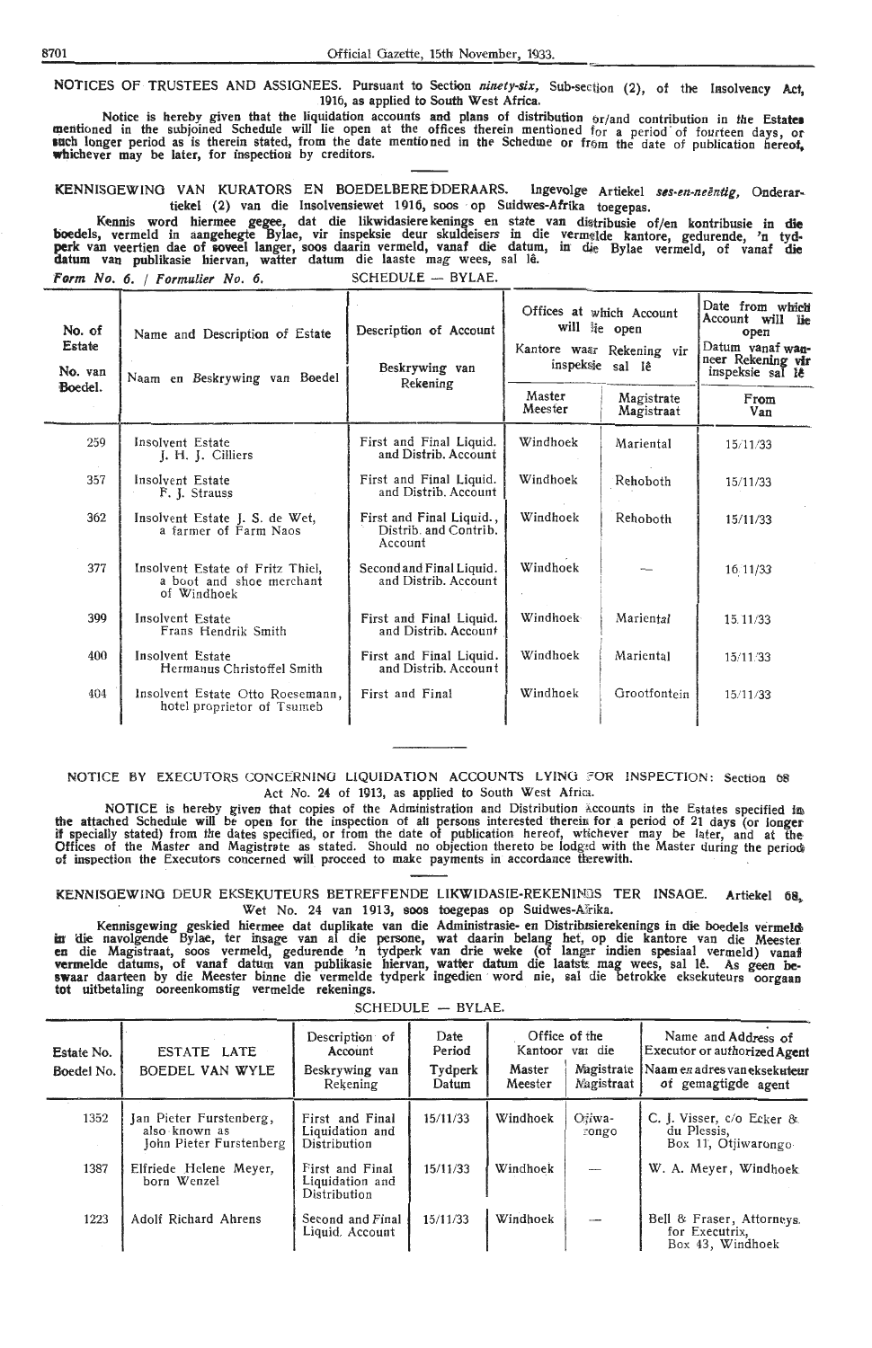NOTICES OF TRUSTEES AND ASSIGNEES. Pursuant to Section *ninety-six,* Sub-section (2), of the Insolvency Act, 1916, as applied to South West Africa.

Notice is hereby given that the liquidation accounts and plans of distribution or/and contribution in the Estates mentioned in the subjoined Schedule will lie open at the offices therein mentioned for a period of fourteen days, or such longer period as is therein stated, from the date mentioned in the Schedule or from the date of publication hereof, whichever may be later, for inspection by creditors.

KENNISGEWING VAN KURATORS EN BOEDELBEREDDERAARS. Ingevolge Artiekel *ses-en-neëntig,* Onderartiekel (2) van die Insolvensiewet 1916, soos op Suidwes-Afrika toegepas.

Kennis word hiermee gegee, dat die likwidasierekenings en state van distribusie of/en kontribusie in die boedels, vermeld in aangehegte Bylae, vir inspeksie deur skuldeisers in die vermelde kantore, gedurende, 'n tydperk van veertien dae of soveel langer, soos daarin vermeld, vanaf die datum, in die Bylae vermeld, of vanaf die datum van publikasie hiervan, watter datum die laaste mag wees, sal lê.

*Form No. 6. / Formulier No. 6.* SCHEDULE — BYLAE.

| No. of Estate / No. van Boedel. | Name and Description of Estate / Naam en Beskrywing van Boedel | Description of Account / Beskrywing van Rekening | Offices at which Account will lie open / Kantore waar Rekening vir inspeksie sal lê | | Date from which Account will lie open / Datum vanaf wanneer Rekening vir inspeksie sal lê |
|---|---|---|---|---|---|
| | | | Master / Meester | Magistrate / Magistraat | From / Van |
| 259 | Insolvent Estate J. H. J. Cilliers | First and Final Liquid. and Distrib. Account | Windhoek | Mariental | 15/11/33 |
| 357 | Insolvent Estate F. J. Strauss | First and Final Liquid. and Distrib. Account | Windhoek | Rehoboth | 15/11/33 |
| 362 | Insolvent Estate J. S. de Wet, a farmer of Farm Naos | First and Final Liquid., Distrib. and Contrib. Account | Windhoek | Rehoboth | 15/11/33 |
| 377 | Insolvent Estate of Fritz Thiel, a boot and shoe merchant of Windhoek | Second and Final Liquid. and Distrib. Account | Windhoek | — | 16/11/33 |
| 399 | Insolvent Estate Frans Hendrik Smith | First and Final Liquid. and Distrib. Account | Windhoek | Mariental | 15/11/33 |
| 400 | Insolvent Estate Hermanus Christoffel Smith | First and Final Liquid. and Distrib. Account | Windhoek | Mariental | 15/11/33 |
| 404 | Insolvent Estate Otto Roesemann, hotel proprietor of Tsumeb | First and Final | Windhoek | Grootfontein | 15/11/33 |

NOTICE BY EXECUTORS CONCERNING LIQUIDATION ACCOUNTS LYING FOR INSPECTION: Section 68 Act No. 24 of 1913, as applied to South West Africa.

NOTICE is hereby given that copies of the Administration and Distribution Accounts in the Estates specified in the attached Schedule will be open for the inspection of all persons interested therein for a period of 21 days (or longer if specially stated) from the dates specified, or from the date of publication hereof, whichever may be later, and at the Offices of the Master and Magistrate as stated. Should no objection thereto be lodged with the Master during the period of inspection the Executors concerned will proceed to make payments in accordance therewith.

KENNISGEWING DEUR EKSEKUTEURS BETREFFENDE LIKWIDASIE-REKENINGS TER INSAGE. Artiekel 68, Wet No. 24 van 1913, soos toegepas op Suidwes-Afrika.

Kennisgewing geskied hiermee dat duplikate van die Administrasie- en Distribusierekenings in die boedels vermeld in die navolgende Bylae, ter insage van al die persone, wat daarin belang het, op die kantore van die Meester en die Magistraat, soos vermeld, gedurende 'n tydperk van drie weke (of langer indien spesiaal vermeld) vanaf vermelde datums, of vanaf datum van publikasie hiervan, watter datum die laatste mag wees, sal lê. As geen beswaar daarteen by die Meester binne die vermelde tydperk ingedien word nie, sal die betrokke eksekuteurs oorgaan tot uitbetaling ooreenkomstig vermelde rekenings.

SCHEDULE — BYLAE.

| Estate No. / Boedel No. | ESTATE LATE / BOEDEL VAN WYLE | Description of Account / Beskrywing van Rekening | Date Period / Tydperk Datum | Office of the / Kantoor van die | | Name and Address of Executor or authorized Agent / Naam en adres van eksekuteur of gemagtigde agent |
|---|---|---|---|---|---|---|
| | | | | Master / Meester | Magistrate / Magistraat | |
| 1352 | Jan Pieter Furstenberg, also known as John Pieter Furstenberg | First and Final Liquidation and Distribution | 15/11/33 | Windhoek | Otjiwarongo | C. J. Visser, c/o Ecker & du Plessis, Box 11, Otjiwarongo |
| 1387 | Elfriede Helene Meyer, born Wenzel | First and Final Liquidation and Distribution | 15/11/33 | Windhoek | — | W. A. Meyer, Windhoek |
| 1223 | Adolf Richard Ahrens | Second and Final Liquid. Account | 15/11/33 | Windhoek | — | Bell & Fraser, Attorneys, for Executrix, Box 43, Windhoek |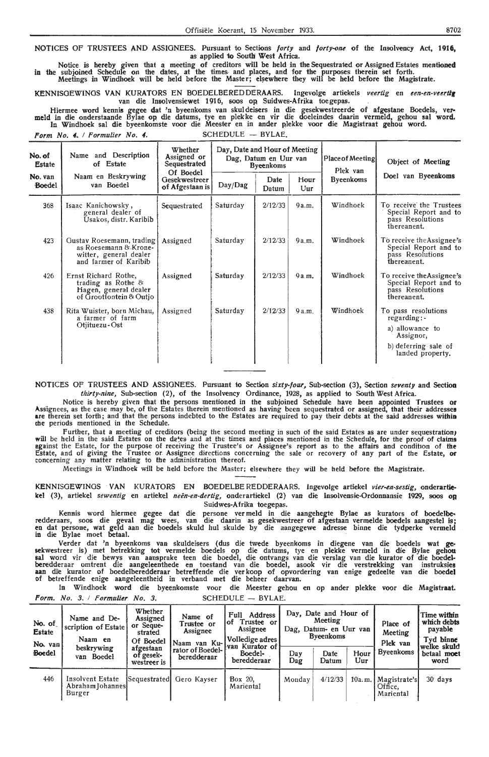NOTICES OF TRUSTEES AND ASSIGNEES. Pursuant to Sections *forty* and *forty-one* of the Insolvency Act, **1916**, as applied to South West Africa.

Notice is hereby given that a meeting of creditors will be held in the Sequestrated or Assigned Estates mentioned in the subjoined Schedule on the dates, at the times and places, and for the purposes therein set forth.
Meetings in Windhoek will be held before the Master; elsewhere they will be held before the Magistrate.

KENNISGEWINGS VAN KURATORS EN BOEDELBEREDDERAARS. Ingevolge artiekels *veertig* en *een-en-veertig* van die Insolvensiewet 1916, soos op Suidwes-Afrika toegepas.

Hiermee word kennis gegee dat 'n byeenkoms van skuldeisers in die gesekwestreerde of afgestane Boedels, vermeld in die onderstaande Bylae op die datums, tye en plekke en vir die doeleindes daarin vermeld, gehou sal word.
In Windhoek sal die byeenkomste voor die Meester en in ander plekke voor die Magistraat gehou word.

*Form No. 4. / Formulier No. 4.* SCHEDULE — BYLAE.

| No. of Estate / No. van Boedel | Name and Description of Estate / Naam en Beskrywing van Boedel | Whether Assigned or Sequestrated / Of Boedel Gesekwestreer of Afgestaan is | Day, Date and Hour of Meeting / Dag, Datum en Uur van Byeenkoms | | | Place of Meeting / Plek van Byeenkoms | Object of Meeting / Doel van Byeenkoms |
|---|---|---|---|---|---|---|---|
| | | | Day/Dag | Date / Datum | Hour / Uur | | |
| 368 | Isaac Kanichowsky, general dealer of Usakos, distr. Karibib | Sequestrated | Saturday | 2/12/33 | 9 a.m. | Windhoek | To receive the Trustees Special Report and to pass Resolutions thereanent. |
| 423 | Gustav Roesemann, trading as Roesemann & Kronewitter, general dealer and farmer of Karibib | Assigned | Saturday | 2/12/33 | 9 a.m. | Windhoek | To receive the Assignee's Special Report and to pass Resolutions thereanent. |
| 426 | Ernst Richard Rothe, trading as Rothe & Hagen, general dealer of Grootfontein & Outjo | Assigned | Saturday | 2/12/33 | 9 a.m. | Windhoek | To receive the Assignee's Special Report and to pass Resolutions thereanent. |
| 438 | Rita Wuister, born Michau, a farmer of farm Otjituezu-Ost | Assigned | Saturday | 2/12/33 | 9 a.m. | Windhoek | To pass resolutions regarding:- a) allowance to Assignor, b) deferring sale of landed property. |

NOTICES OF TRUSTEES AND ASSIGNEES. Pursuant to Section *sixty-four,* Sub-section (3), Section *seventy* and Section *thirty-nine,* Sub-section (2), of the Insolvency Ordinance, 1928, as applied to South West Africa.

Notice is hereby given that the persons mentioned in the subjoined Schedule have been appointed Trustees or Assignees, as the case may be, of the Estates therein mentioned as having been sequestrated or assigned, that their addresses are therein set forth; and that the persons indebted to the Estates are required to pay their debts at the said addresses within the periods mentioned in the Schedule.

Further, that a meeting of creditors (being the second meeting in such of the said Estates as are under sequestration) will be held in the said Estates on the dates and at the times and places mentioned in the Schedule, for the proof of claims against the Estate, for the purpose of receiving the Trustee's or Assignee's report as to the affairs and condition of the Estate, and of giving the Trustee or Assignee directions concerning the sale or recovery of any part of the Estate, or concerning any matter relating to the administration thereof.

Meetings in Windhoek will be held before the Master; elsewhere they will be held before the Magistrate.

KENNISGEWINGS VAN KURATORS EN BOEDELBEREDDERAARS. Ingevolge artiekel *vier-en-sestig,* onderartiekel (3), artiekel *sewentig* en artiekel *neën-en-dertig,* onderartiekel (2) van die Insolvensie-Ordonnansie 1929, soos op Suidwes-Afrika toegepas.

Kennis word hiermee gegee dat die persone vermeld in die aangehegte Bylae as kurators of boedelberedderaars, soos die geval mag wees, van die daarin as gesekwestreer of afgestaan vermelde boedels aangestel is; en dat persone, wat geld aan die boedels skuld hul skulde by die aangegewe adresse binne die tydperke vermeld in die Bylae moet betaal.

Verder dat 'n byeenkoms van skuldeisers (dus die twede byeenkoms in diegene van die boedels wat gesekwestreer is) met betrekking tot vermelde boedels op die datums, tye en plekke vermeld in die Bylae gehou sal word vir die bewys van aansprake teen die boedel, die ontvangs van die verslag van die kurator of die boedelberedderaar omtrent die aangeleenthede en toestand van die boedel, asook vir die verstrekking van instruksies aan die kurator of boedelberedderaar betreffende die verkoop of opvordering van enige gedeelte van die boedel of betreffende enige aangeleentheid in verband met die beheer daarvan.

In Windhoek word die byeenkomste voor die Meester gehou en op ander plekke voor die Magistraat.

*Form. No. 3. / Formulier No. 3.* SCHEDULE — BYLAE.

| No. of Estate / No. van Boedel | Name and Description of Estate / Naam en beskrywing van Boedel | Whether Assigned or Sequestrated / Of Boedel afgestaan of gesekwestreer is | Name of Trustee or Assignee / Naam van Kurator of Boedelberedderaar | Full Address of Trustee or Assignee / Volledige adres van Kurator of Boedelberedderaar | Day, Date and Hour of Meeting / Dag, Datum- en Uur van Byeenkoms | | | Place of Meeting / Plek van Byeenkoms | Time within which debts payable / Tyd binne welke skuld betaal moet word |
|---|---|---|---|---|---|---|---|---|---|
| | | | | | Day / Dag | Date / Datum | Hour / Uur | | |
| 446 | Insolvent Estate Abraham Johannes Burger | Sequestrated | Gero Kayser | Box 20, Mariental | Monday | 4/12/33 | 10 a.m. | Magistrate's Office, Mariental | 30 days |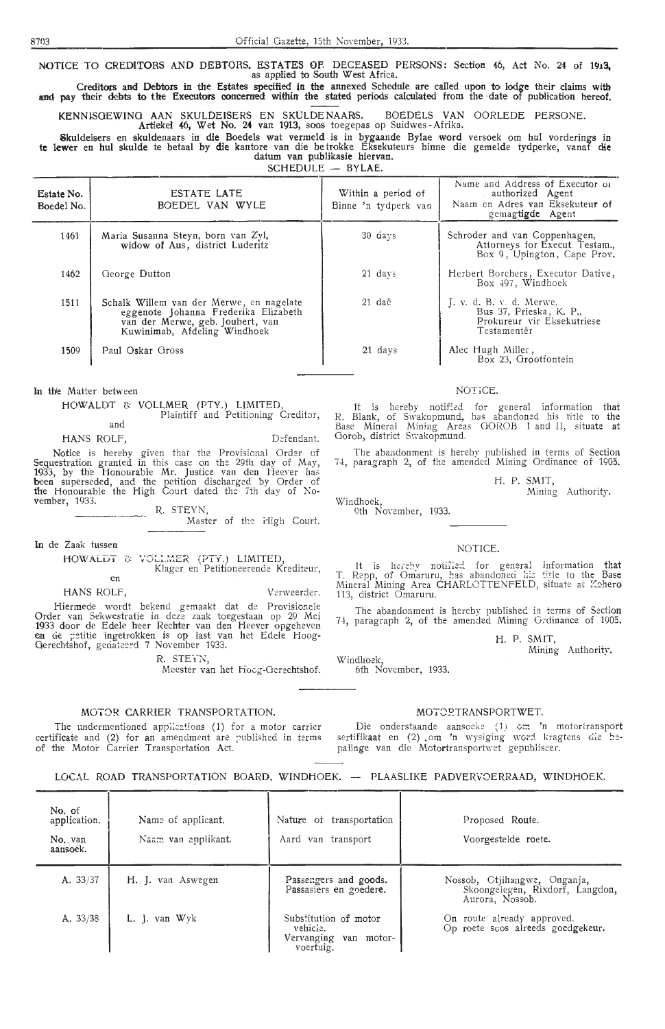## NOTICE TO CREDITORS AND DEBTORS. ESTATES OF DECEASED PERSONS: Section 46, Act No. 24 of 1913, as applied to South West Africa.

**Creditors and Debtors in the Estates specified in the annexed Schedule are called upon to lodge their claims with and pay their debts to the Executors concerned within the stated periods calculated from the date of publication hereof.**

## KENNISGEWING AAN SKULDEISERS EN SKULDENAARS. BOEDELS VAN OORLEDE PERSONE. Artiekel 46, Wet No. 24 van 1913, soos toegepas op Suidwes-Afrika.

**Skuldeisers en skuldenaars in die Boedels wat vermeld is in bygaande Bylae word versoek om hul vorderings in te lewer en hul skulde te betaal by die kantore van die betrokke Eksekuteurs binne die gemelde tydperke, vanaf die datum van publikasie hiervan.**

SCHEDULE — BYLAE.

| Estate No. Boedel No. | ESTATE LATE BOEDEL VAN WYLE | Within a period of Binne 'n tydperk van | Name and Address of Executor or authorized Agent Naam en Adres van Eksekuteur of gemagtigde Agent |
|---|---|---|---|
| 1461 | Maria Susanna Steyn, born van Zyl, widow of Aus, district Luderitz | 30 days | Schroder and van Coppenhagen, Attorneys for Execut. Testam., Box 9, Upington, Cape Prov. |
| 1462 | George Dutton | 21 days | Herbert Borchers, Executor Dative, Box 497, Windhoek |
| 1511 | Schalk Willem van der Merwe, en nagelate eggenote Johanna Frederika Elizabeth van der Merwe, geb. Joubert, van Kuwinimab, Afdeling Windhoek | 21 daë | J. v. d. B. v. d. Merwe, Bus 37, Prieska, K. P., Prokureur vir Eksekutriese Testamentêr |
| 1509 | Paul Oskar Gross | 21 days | Alec Hugh Miller, Box 23, Grootfontein |

---

In the Matter between

HOWALDT & VOLLMER (PTY.) LIMITED, Plaintiff and Petitioning Creditor,

and

HANS ROLF, Defendant.

Notice is hereby given that the Provisional Order of Sequestration granted in this case on the 29th day of May, 1933, by the Honourable Mr. Justice van den Heever has been superseded, and the petition discharged by Order of the Honourable the High Court dated the 7th day of November, 1933.

R. STEYN,
Master of the High Court.

---

In de Zaak tussen

HOWALDT & VOLLMER (PTY.) LIMITED, Klager en Petitioneerende Krediteur,

en

HANS ROLF, Verweerder.

Hiermede wordt bekend gemaakt dat de Provisionele Order van Sekwestratie in deze zaak toegestaan op 29 Mei 1933 door de Edele heer Rechter van den Heever opgeheven en de petitie ingetrokken is op last van het Edele Hoog-Gerechtshof, gedateerd 7 November 1933.

R. STEYN,
Meester van het Hoog-Gerechtshof.

---

### NOTICE.

It is hereby notified for general information that R. Blank, of Swakopmund, has abandoned his title to the Base Mineral Mining Areas GOROB I and II, situate at Gorob, district Swakopmund.

The abandonment is hereby published in terms of Section 74, paragraph 2, of the amended Mining Ordinance of 1905.

H. P. SMIT,
Mining Authority.

Windhoek,
9th November, 1933.

---

### NOTICE.

It is hereby notified for general information that T. Repp, of Omaruru, has abandoned his title to the Base Mineral Mining Area CHARLOTTENFELD, situate at Kohero 113, district Omaruru.

The abandonment is hereby published in terms of Section 74, paragraph 2, of the amended Mining Ordinance of 1905.

H. P. SMIT,
Mining Authority.

Windhoek,
6th November, 1933.

---

### MOTOR CARRIER TRANSPORTATION.

The undermentioned applications (1) for a motor carrier certificate and (2) for an amendment are published in terms of the Motor Carrier Transportation Act.

### MOTORTRANSPORTWET.

Die onderstaande aansoeke (1) om 'n motortransport sertifikaat en (2) om 'n wysiging word kragtens die bepalinge van die Motortransportwet gepubliseer.

LOCAL ROAD TRANSPORTATION BOARD, WINDHOEK. — PLAASLIKE PADVERVOERRAAD, WINDHOEK.

| No. of application. No. van aansoek. | Name of applicant. Naam van applikant. | Nature of transportation Aard van transport | Proposed Route. Voorgestelde roete. |
|---|---|---|---|
| A. 33/37 | H. J. van Aswegen | Passengers and goods. Passasiers en goedere. | Nossob, Otjihangwe, Onganja, Skoongelegen, Rixdorf, Langdon, Aurora, Nossob. |
| A. 33/38 | L. J. van Wyk | Substitution of motor vehicle. Vervanging van motorvoertuig. | On route already approved. Op roete soos alreeds goedgekeur. |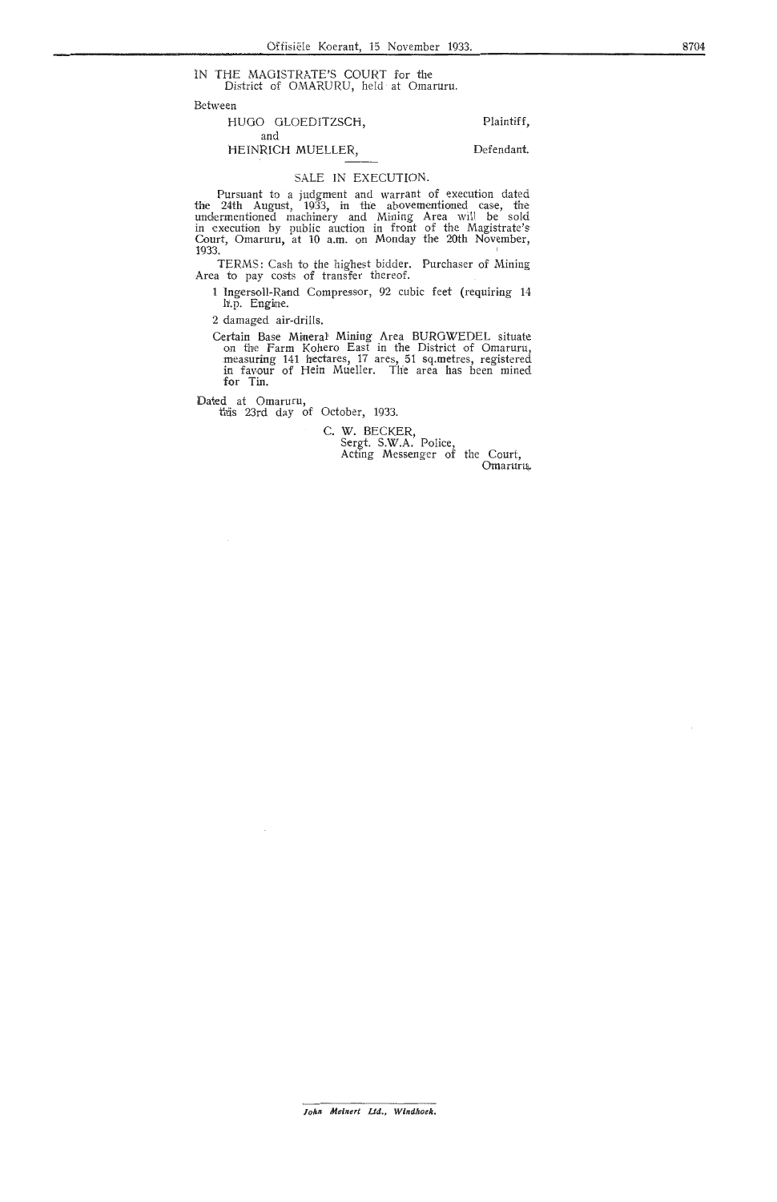IN THE MAGISTRATE'S COURT for the District of OMARURU, held at Omaruru.

Between

HUGO GLOEDITZSCH, Plaintiff,

and

HEINRICH MUELLER, Defendant.

## SALE IN EXECUTION.

Pursuant to a judgment and warrant of execution dated the 24th August, 1933, in the abovementioned case, the undermentioned machinery and Mining Area will be sold in execution by public auction in front of the Magistrate's Court, Omaruru, at 10 a.m. on Monday the 20th November, 1933.

TERMS: Cash to the highest bidder. Purchaser of Mining Area to pay costs of transfer thereof.

1 Ingersoll-Rand Compressor, 92 cubic feet (requiring 14 h.p. Engine.

2 damaged air-drills.

Certain Base Mineral Mining Area BURGWEDEL situate on the Farm Kohero East in the District of Omaruru, measuring 141 hectares, 17 ares, 51 sq.metres, registered in favour of Hein Mueller. The area has been mined for Tin.

Dated at Omaruru,
this 23rd day of October, 1933.

C. W. BECKER,
Sergt. S.W.A. Police,
Acting Messenger of the Court,
Omaruru.

*John Meinert Ltd., Windhoek.*